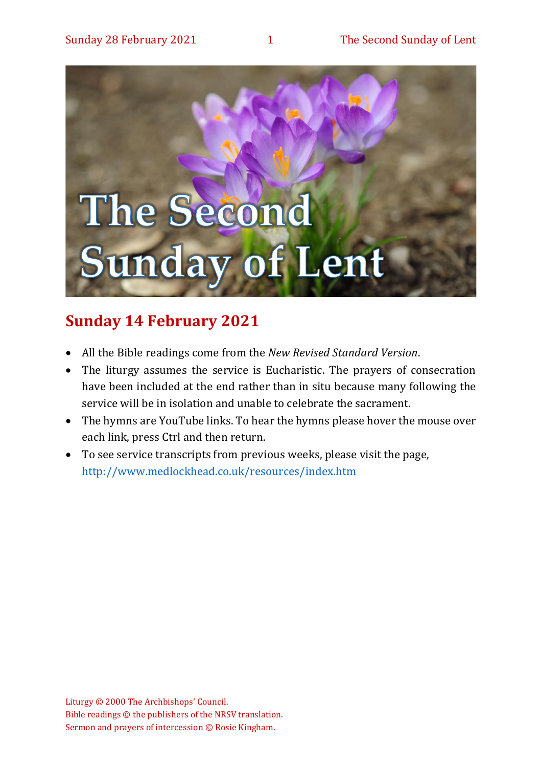# The Second Sunday of Lent

## Sunday 14 February 2021

- All the Bible readings come from the *New Revised Standard Version*.
- The liturgy assumes the service is Eucharistic. The prayers of consecration have been included at the end rather than in situ because many following the service will be in isolation and unable to celebrate the sacrament.
- The hymns are YouTube links. To hear the hymns please hover the mouse over each link, press Ctrl and then return.
- To see service transcripts from previous weeks, please visit the page, http://www.medlockhead.co.uk/resources/index.htm

Liturgy © 2000 The Archbishops' Council.
Bible readings © the publishers of the NRSV translation.
Sermon and prayers of intercession © Rosie Kingham.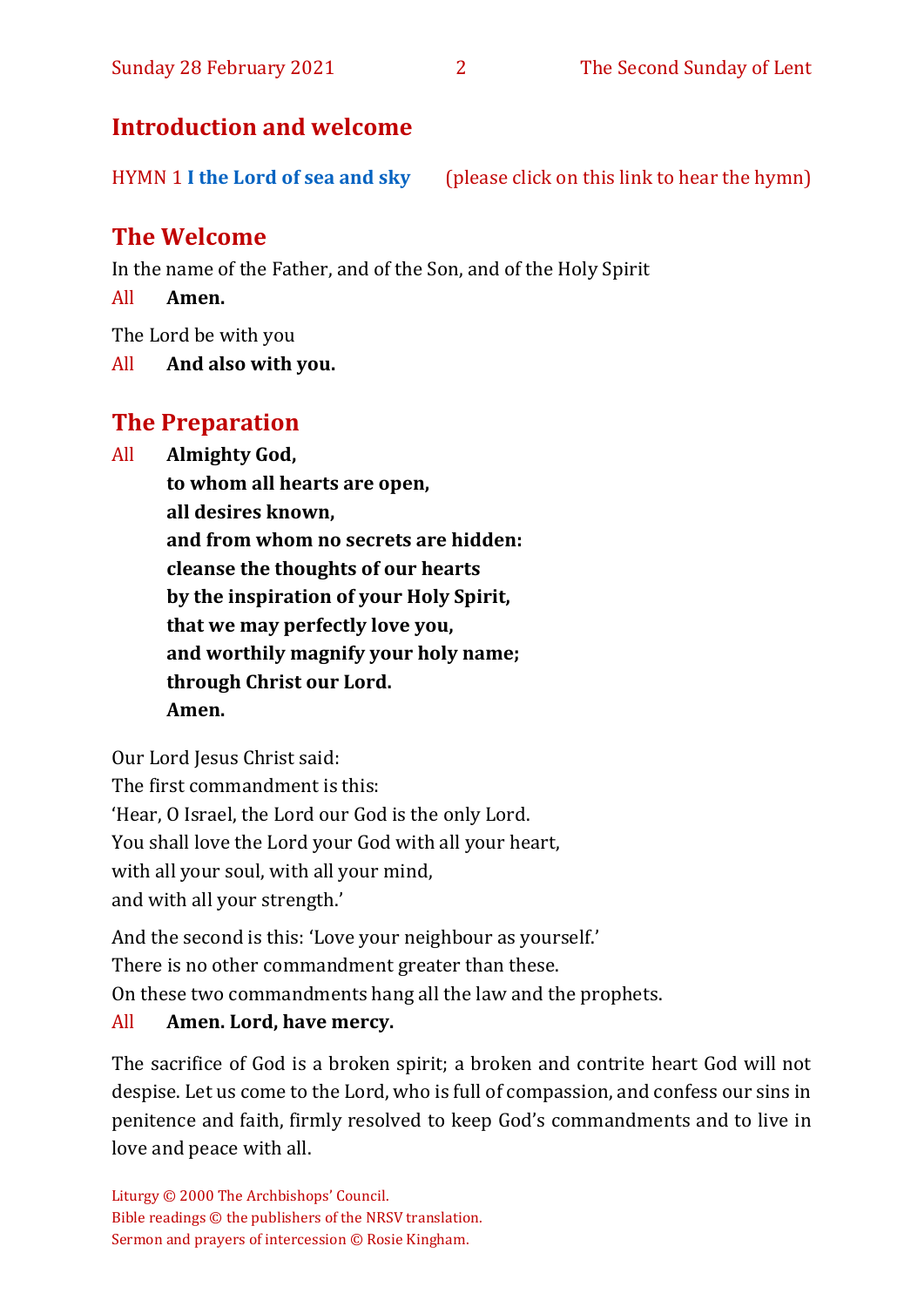## Introduction and welcome

HYMN 1 **I the Lord of sea and sky** (please click on this link to hear the hymn)

## The Welcome

In the name of the Father, and of the Son, and of the Holy Spirit

All **Amen.**

The Lord be with you

All **And also with you.**

## The Preparation

All **Almighty God,**
**to whom all hearts are open,**
**all desires known,**
**and from whom no secrets are hidden:**
**cleanse the thoughts of our hearts**
**by the inspiration of your Holy Spirit,**
**that we may perfectly love you,**
**and worthily magnify your holy name;**
**through Christ our Lord.**
**Amen.**

Our Lord Jesus Christ said:
The first commandment is this:
'Hear, O Israel, the Lord our God is the only Lord.
You shall love the Lord your God with all your heart,
with all your soul, with all your mind,
and with all your strength.'

And the second is this: 'Love your neighbour as yourself.'
There is no other commandment greater than these.
On these two commandments hang all the law and the prophets.

All **Amen. Lord, have mercy.**

The sacrifice of God is a broken spirit; a broken and contrite heart God will not despise. Let us come to the Lord, who is full of compassion, and confess our sins in penitence and faith, firmly resolved to keep God's commandments and to live in love and peace with all.

Liturgy © 2000 The Archbishops' Council.
Bible readings © the publishers of the NRSV translation.
Sermon and prayers of intercession © Rosie Kingham.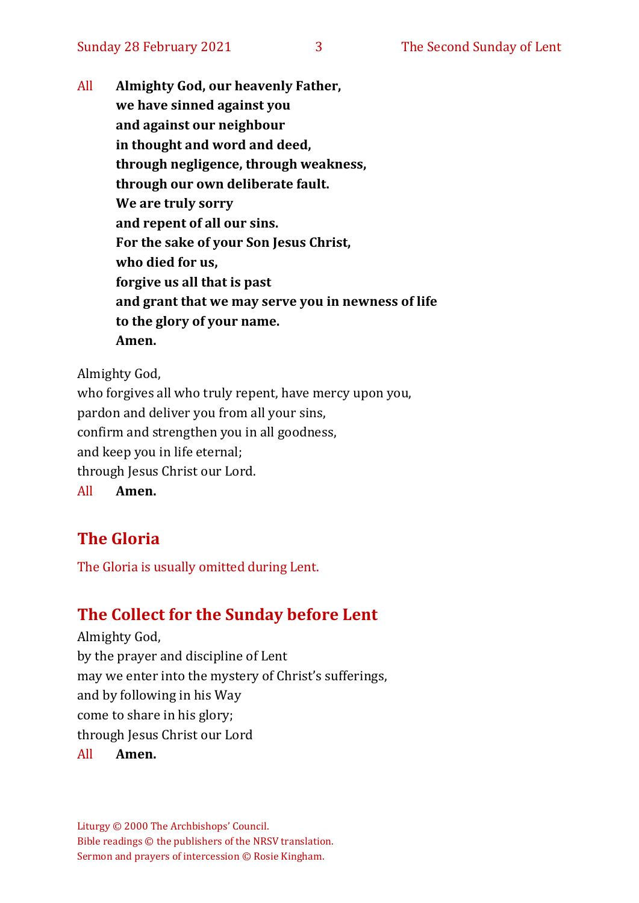All **Almighty God, our heavenly Father,**
**we have sinned against you**
**and against our neighbour**
**in thought and word and deed,**
**through negligence, through weakness,**
**through our own deliberate fault.**
**We are truly sorry**
**and repent of all our sins.**
**For the sake of your Son Jesus Christ,**
**who died for us,**
**forgive us all that is past**
**and grant that we may serve you in newness of life**
**to the glory of your name.**
**Amen.**

Almighty God,
who forgives all who truly repent, have mercy upon you,
pardon and deliver you from all your sins,
confirm and strengthen you in all goodness,
and keep you in life eternal;
through Jesus Christ our Lord.
All **Amen.**

## The Gloria

The Gloria is usually omitted during Lent.

## The Collect for the Sunday before Lent

Almighty God,
by the prayer and discipline of Lent
may we enter into the mystery of Christ's sufferings,
and by following in his Way
come to share in his glory;
through Jesus Christ our Lord
All **Amen.**

Liturgy © 2000 The Archbishops' Council.
Bible readings © the publishers of the NRSV translation.
Sermon and prayers of intercession © Rosie Kingham.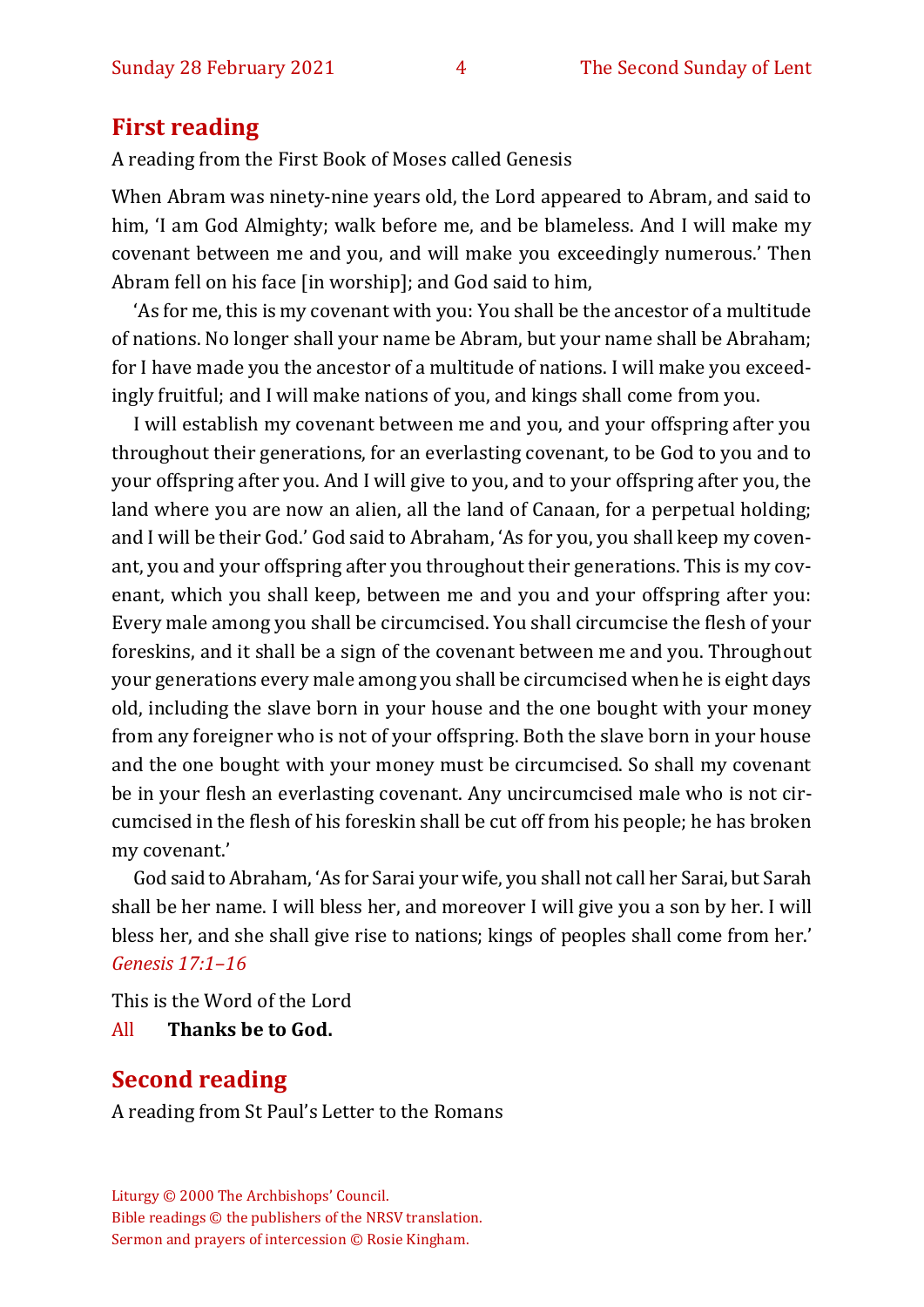## First reading

A reading from the First Book of Moses called Genesis

When Abram was ninety-nine years old, the Lord appeared to Abram, and said to him, 'I am God Almighty; walk before me, and be blameless. And I will make my covenant between me and you, and will make you exceedingly numerous.' Then Abram fell on his face [in worship]; and God said to him,

'As for me, this is my covenant with you: You shall be the ancestor of a multitude of nations. No longer shall your name be Abram, but your name shall be Abraham; for I have made you the ancestor of a multitude of nations. I will make you exceedingly fruitful; and I will make nations of you, and kings shall come from you.

I will establish my covenant between me and you, and your offspring after you throughout their generations, for an everlasting covenant, to be God to you and to your offspring after you. And I will give to you, and to your offspring after you, the land where you are now an alien, all the land of Canaan, for a perpetual holding; and I will be their God.' God said to Abraham, 'As for you, you shall keep my covenant, you and your offspring after you throughout their generations. This is my covenant, which you shall keep, between me and you and your offspring after you: Every male among you shall be circumcised. You shall circumcise the flesh of your foreskins, and it shall be a sign of the covenant between me and you. Throughout your generations every male among you shall be circumcised when he is eight days old, including the slave born in your house and the one bought with your money from any foreigner who is not of your offspring. Both the slave born in your house and the one bought with your money must be circumcised. So shall my covenant be in your flesh an everlasting covenant. Any uncircumcised male who is not circumcised in the flesh of his foreskin shall be cut off from his people; he has broken my covenant.'

God said to Abraham, 'As for Sarai your wife, you shall not call her Sarai, but Sarah shall be her name. I will bless her, and moreover I will give you a son by her. I will bless her, and she shall give rise to nations; kings of peoples shall come from her.' *Genesis 17:1–16*

This is the Word of the Lord

All **Thanks be to God.**

## Second reading

A reading from St Paul's Letter to the Romans

Liturgy © 2000 The Archbishops' Council.
Bible readings © the publishers of the NRSV translation.
Sermon and prayers of intercession © Rosie Kingham.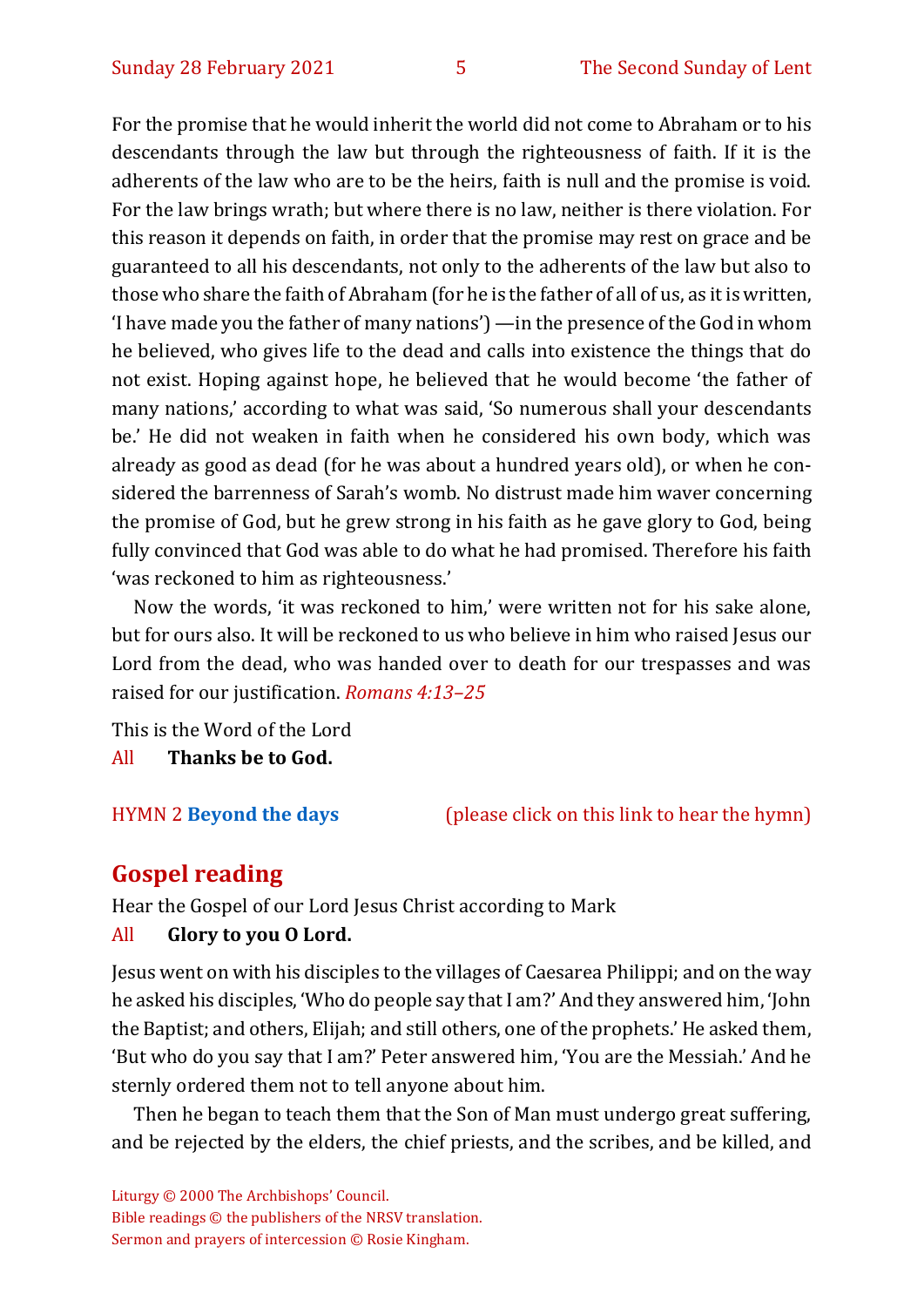For the promise that he would inherit the world did not come to Abraham or to his descendants through the law but through the righteousness of faith. If it is the adherents of the law who are to be the heirs, faith is null and the promise is void. For the law brings wrath; but where there is no law, neither is there violation. For this reason it depends on faith, in order that the promise may rest on grace and be guaranteed to all his descendants, not only to the adherents of the law but also to those who share the faith of Abraham (for he is the father of all of us, as it is written, 'I have made you the father of many nations') —in the presence of the God in whom he believed, who gives life to the dead and calls into existence the things that do not exist. Hoping against hope, he believed that he would become 'the father of many nations,' according to what was said, 'So numerous shall your descendants be.' He did not weaken in faith when he considered his own body, which was already as good as dead (for he was about a hundred years old), or when he considered the barrenness of Sarah's womb. No distrust made him waver concerning the promise of God, but he grew strong in his faith as he gave glory to God, being fully convinced that God was able to do what he had promised. Therefore his faith 'was reckoned to him as righteousness.'

Now the words, 'it was reckoned to him,' were written not for his sake alone, but for ours also. It will be reckoned to us who believe in him who raised Jesus our Lord from the dead, who was handed over to death for our trespasses and was raised for our justification. *Romans 4:13–25*

This is the Word of the Lord

All **Thanks be to God.**

HYMN 2 **Beyond the days** (please click on this link to hear the hymn)

## Gospel reading

Hear the Gospel of our Lord Jesus Christ according to Mark

All **Glory to you O Lord.**

Jesus went on with his disciples to the villages of Caesarea Philippi; and on the way he asked his disciples, 'Who do people say that I am?' And they answered him, 'John the Baptist; and others, Elijah; and still others, one of the prophets.' He asked them, 'But who do you say that I am?' Peter answered him, 'You are the Messiah.' And he sternly ordered them not to tell anyone about him.

Then he began to teach them that the Son of Man must undergo great suffering, and be rejected by the elders, the chief priests, and the scribes, and be killed, and

Liturgy © 2000 The Archbishops' Council.
Bible readings © the publishers of the NRSV translation.
Sermon and prayers of intercession © Rosie Kingham.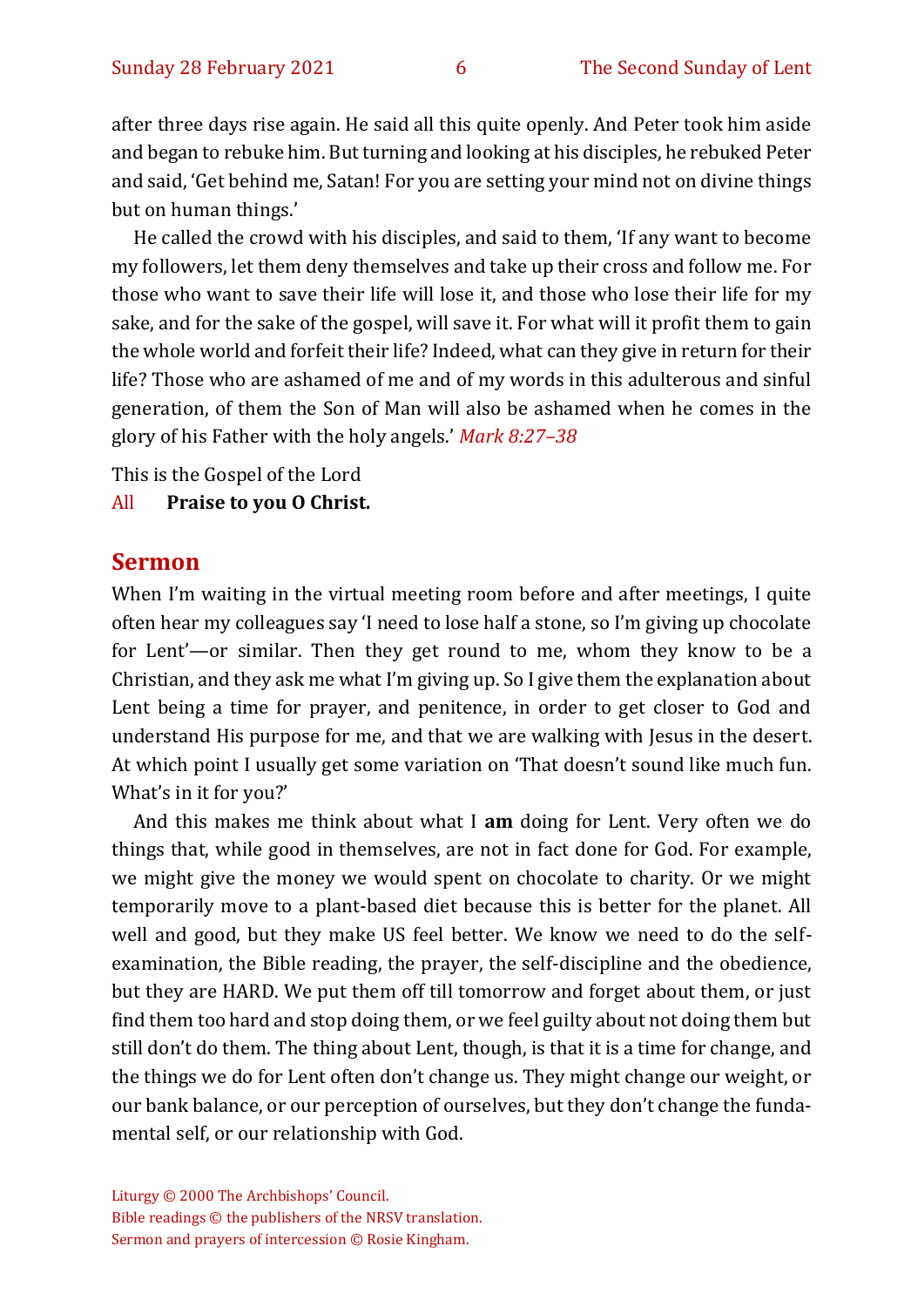after three days rise again. He said all this quite openly. And Peter took him aside and began to rebuke him. But turning and looking at his disciples, he rebuked Peter and said, 'Get behind me, Satan! For you are setting your mind not on divine things but on human things.'

He called the crowd with his disciples, and said to them, 'If any want to become my followers, let them deny themselves and take up their cross and follow me. For those who want to save their life will lose it, and those who lose their life for my sake, and for the sake of the gospel, will save it. For what will it profit them to gain the whole world and forfeit their life? Indeed, what can they give in return for their life? Those who are ashamed of me and of my words in this adulterous and sinful generation, of them the Son of Man will also be ashamed when he comes in the glory of his Father with the holy angels.' *Mark 8:27–38*

This is the Gospel of the Lord

All **Praise to you O Christ.**

## Sermon

When I'm waiting in the virtual meeting room before and after meetings, I quite often hear my colleagues say 'I need to lose half a stone, so I'm giving up chocolate for Lent'—or similar. Then they get round to me, whom they know to be a Christian, and they ask me what I'm giving up. So I give them the explanation about Lent being a time for prayer, and penitence, in order to get closer to God and understand His purpose for me, and that we are walking with Jesus in the desert. At which point I usually get some variation on 'That doesn't sound like much fun. What's in it for you?'

And this makes me think about what I **am** doing for Lent. Very often we do things that, while good in themselves, are not in fact done for God. For example, we might give the money we would spent on chocolate to charity. Or we might temporarily move to a plant-based diet because this is better for the planet. All well and good, but they make US feel better. We know we need to do the self-examination, the Bible reading, the prayer, the self-discipline and the obedience, but they are HARD. We put them off till tomorrow and forget about them, or just find them too hard and stop doing them, or we feel guilty about not doing them but still don't do them. The thing about Lent, though, is that it is a time for change, and the things we do for Lent often don't change us. They might change our weight, or our bank balance, or our perception of ourselves, but they don't change the fundamental self, or our relationship with God.

Liturgy © 2000 The Archbishops' Council.
Bible readings © the publishers of the NRSV translation.
Sermon and prayers of intercession © Rosie Kingham.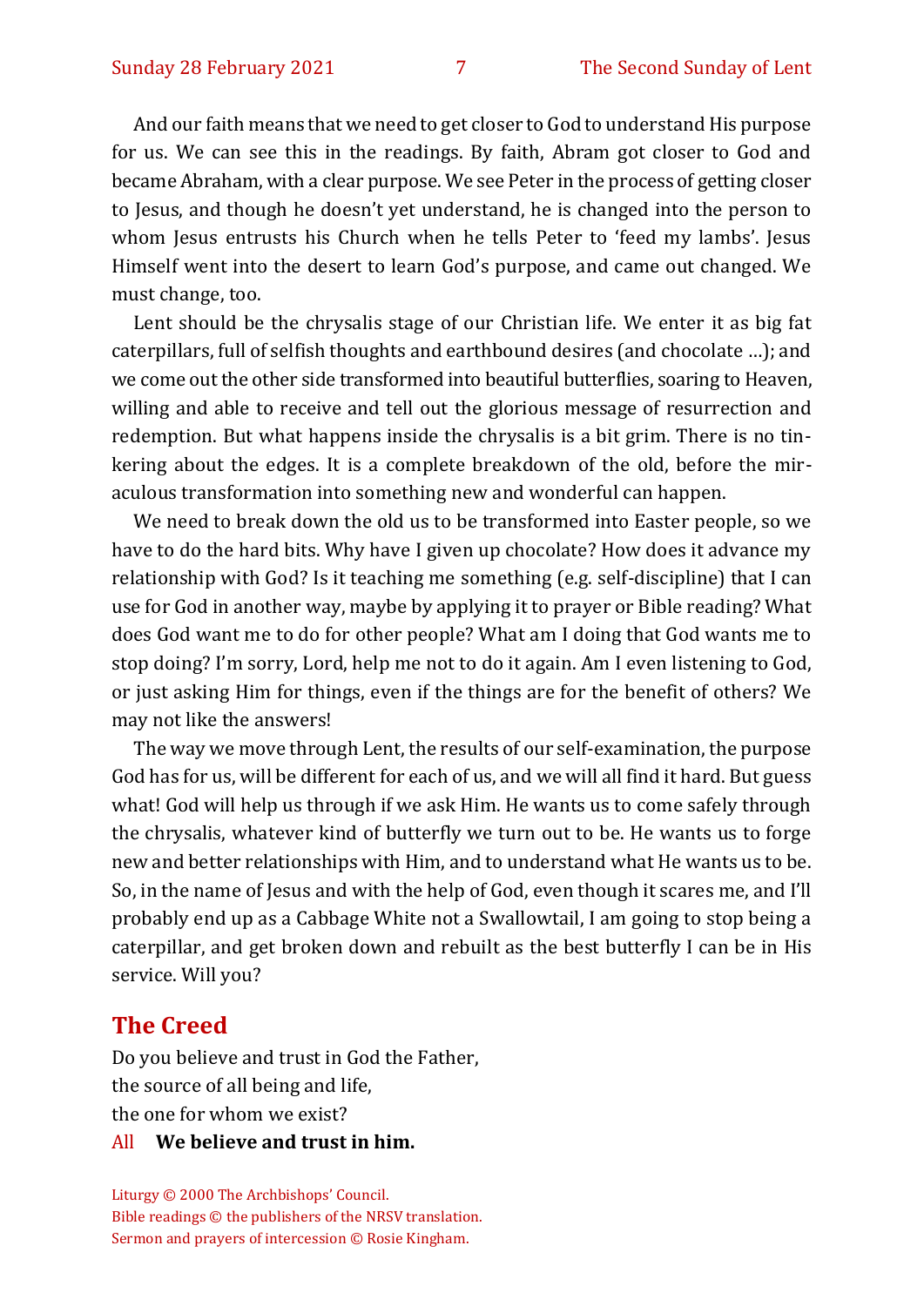And our faith means that we need to get closer to God to understand His purpose for us. We can see this in the readings. By faith, Abram got closer to God and became Abraham, with a clear purpose. We see Peter in the process of getting closer to Jesus, and though he doesn't yet understand, he is changed into the person to whom Jesus entrusts his Church when he tells Peter to 'feed my lambs'. Jesus Himself went into the desert to learn God's purpose, and came out changed. We must change, too.

Lent should be the chrysalis stage of our Christian life. We enter it as big fat caterpillars, full of selfish thoughts and earthbound desires (and chocolate …); and we come out the other side transformed into beautiful butterflies, soaring to Heaven, willing and able to receive and tell out the glorious message of resurrection and redemption. But what happens inside the chrysalis is a bit grim. There is no tinkering about the edges. It is a complete breakdown of the old, before the miraculous transformation into something new and wonderful can happen.

We need to break down the old us to be transformed into Easter people, so we have to do the hard bits. Why have I given up chocolate? How does it advance my relationship with God? Is it teaching me something (e.g. self-discipline) that I can use for God in another way, maybe by applying it to prayer or Bible reading? What does God want me to do for other people? What am I doing that God wants me to stop doing? I'm sorry, Lord, help me not to do it again. Am I even listening to God, or just asking Him for things, even if the things are for the benefit of others? We may not like the answers!

The way we move through Lent, the results of our self-examination, the purpose God has for us, will be different for each of us, and we will all find it hard. But guess what! God will help us through if we ask Him. He wants us to come safely through the chrysalis, whatever kind of butterfly we turn out to be. He wants us to forge new and better relationships with Him, and to understand what He wants us to be. So, in the name of Jesus and with the help of God, even though it scares me, and I'll probably end up as a Cabbage White not a Swallowtail, I am going to stop being a caterpillar, and get broken down and rebuilt as the best butterfly I can be in His service. Will you?

## The Creed

Do you believe and trust in God the Father,
the source of all being and life,
the one for whom we exist?

All **We believe and trust in him.**

Liturgy © 2000 The Archbishops' Council.
Bible readings © the publishers of the NRSV translation.
Sermon and prayers of intercession © Rosie Kingham.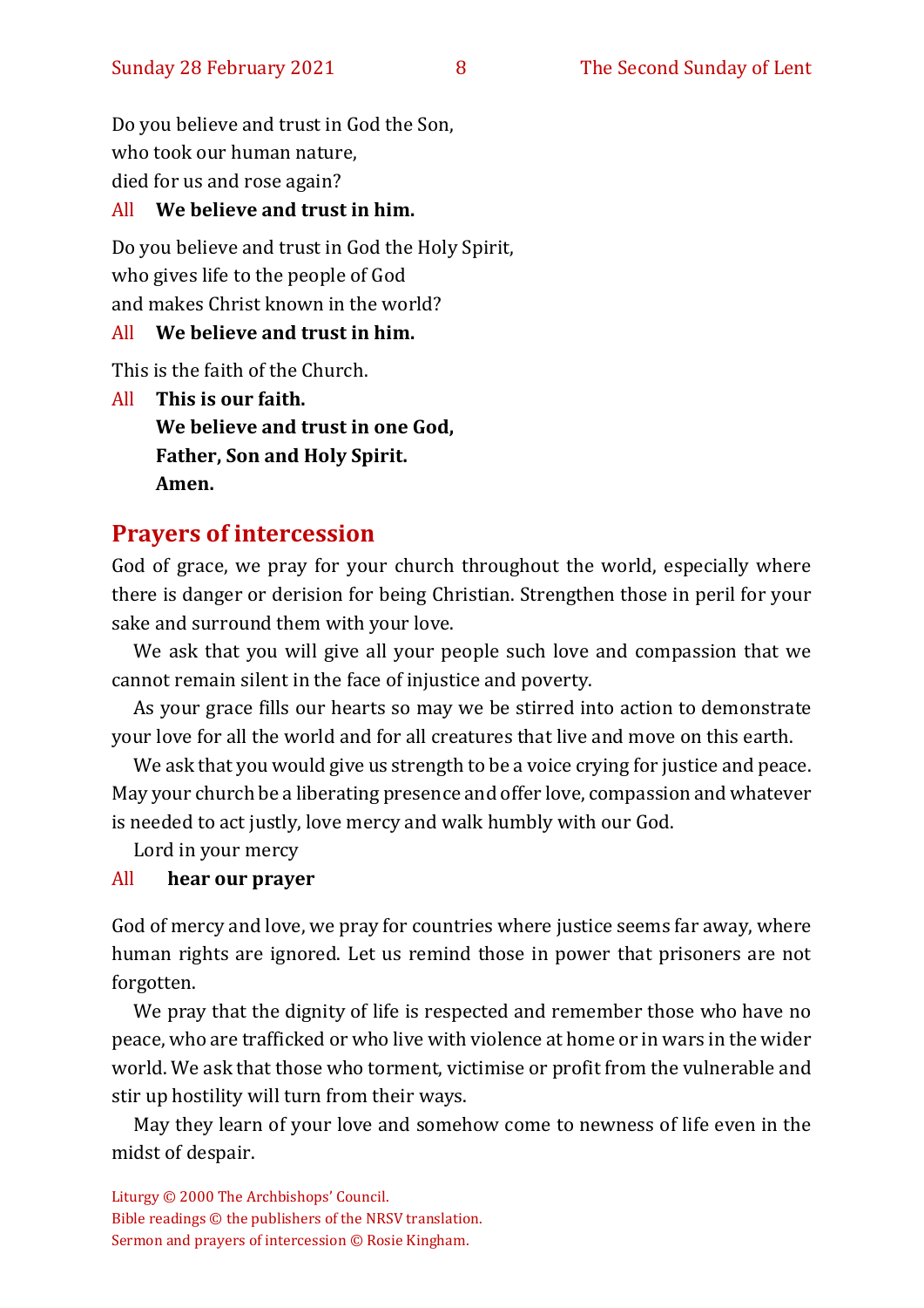Do you believe and trust in God the Son,  
who took our human nature,  
died for us and rose again?

All **We believe and trust in him.**

Do you believe and trust in God the Holy Spirit,  
who gives life to the people of God  
and makes Christ known in the world?

All **We believe and trust in him.**

This is the faith of the Church.

All **This is our faith.**  
**We believe and trust in one God,**  
**Father, Son and Holy Spirit.**  
**Amen.**

## Prayers of intercession

God of grace, we pray for your church throughout the world, especially where there is danger or derision for being Christian. Strengthen those in peril for your sake and surround them with your love.

We ask that you will give all your people such love and compassion that we cannot remain silent in the face of injustice and poverty.

As your grace fills our hearts so may we be stirred into action to demonstrate your love for all the world and for all creatures that live and move on this earth.

We ask that you would give us strength to be a voice crying for justice and peace. May your church be a liberating presence and offer love, compassion and whatever is needed to act justly, love mercy and walk humbly with our God.

Lord in your mercy

All **hear our prayer**

God of mercy and love, we pray for countries where justice seems far away, where human rights are ignored. Let us remind those in power that prisoners are not forgotten.

We pray that the dignity of life is respected and remember those who have no peace, who are trafficked or who live with violence at home or in wars in the wider world. We ask that those who torment, victimise or profit from the vulnerable and stir up hostility will turn from their ways.

May they learn of your love and somehow come to newness of life even in the midst of despair.

Liturgy © 2000 The Archbishops' Council.  
Bible readings © the publishers of the NRSV translation.  
Sermon and prayers of intercession © Rosie Kingham.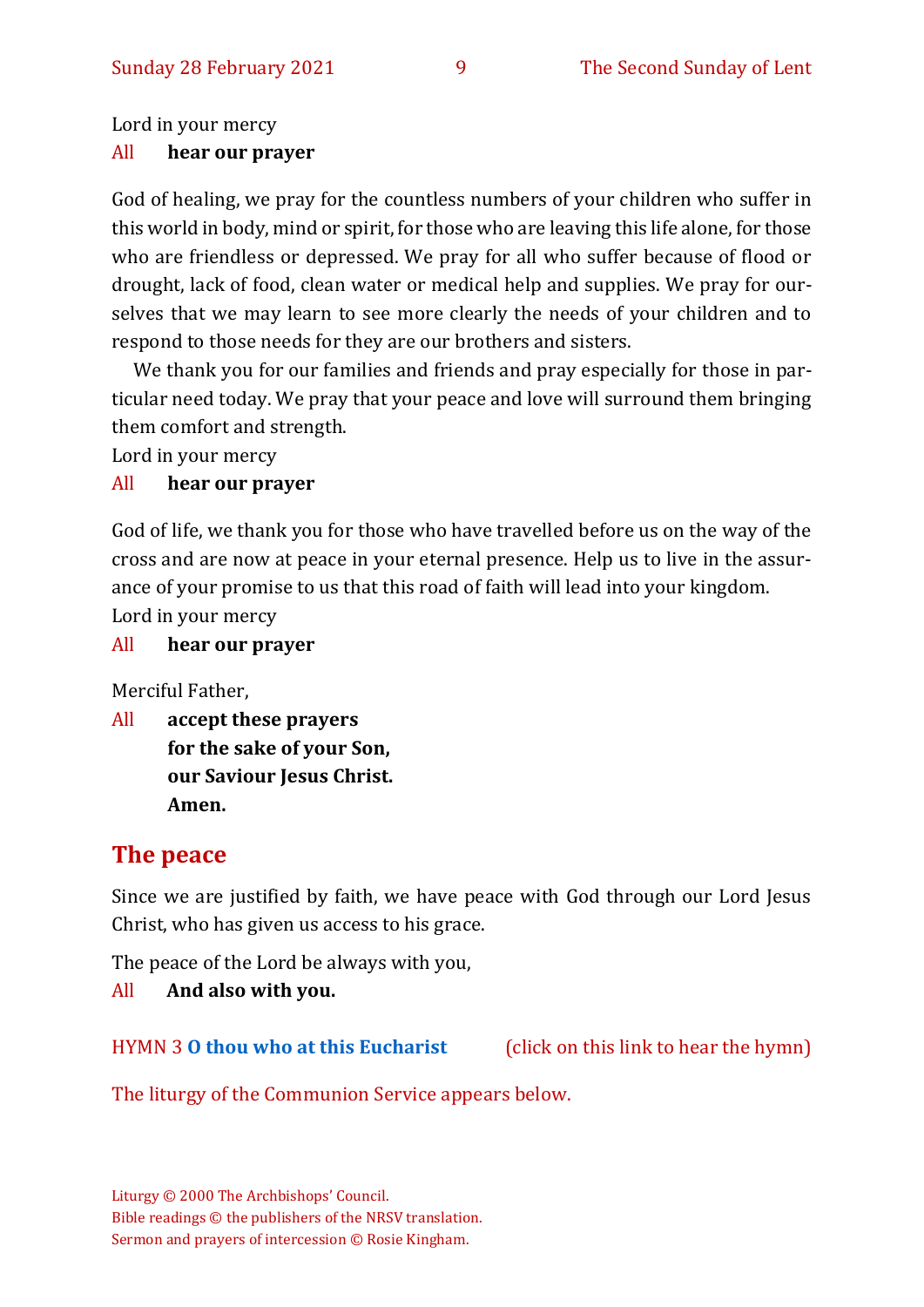Lord in your mercy

All **hear our prayer**

God of healing, we pray for the countless numbers of your children who suffer in this world in body, mind or spirit, for those who are leaving this life alone, for those who are friendless or depressed. We pray for all who suffer because of flood or drought, lack of food, clean water or medical help and supplies. We pray for ourselves that we may learn to see more clearly the needs of your children and to respond to those needs for they are our brothers and sisters.

We thank you for our families and friends and pray especially for those in particular need today. We pray that your peace and love will surround them bringing them comfort and strength.

Lord in your mercy

All **hear our prayer**

God of life, we thank you for those who have travelled before us on the way of the cross and are now at peace in your eternal presence. Help us to live in the assurance of your promise to us that this road of faith will lead into your kingdom.

Lord in your mercy

All **hear our prayer**

Merciful Father,

All **accept these prayers**
**for the sake of your Son,**
**our Saviour Jesus Christ.**
**Amen.**

## The peace

Since we are justified by faith, we have peace with God through our Lord Jesus Christ, who has given us access to his grace.

The peace of the Lord be always with you,

All **And also with you.**

HYMN 3 **O thou who at this Eucharist** (click on this link to hear the hymn)

The liturgy of the Communion Service appears below.

Liturgy © 2000 The Archbishops' Council.
Bible readings © the publishers of the NRSV translation.
Sermon and prayers of intercession © Rosie Kingham.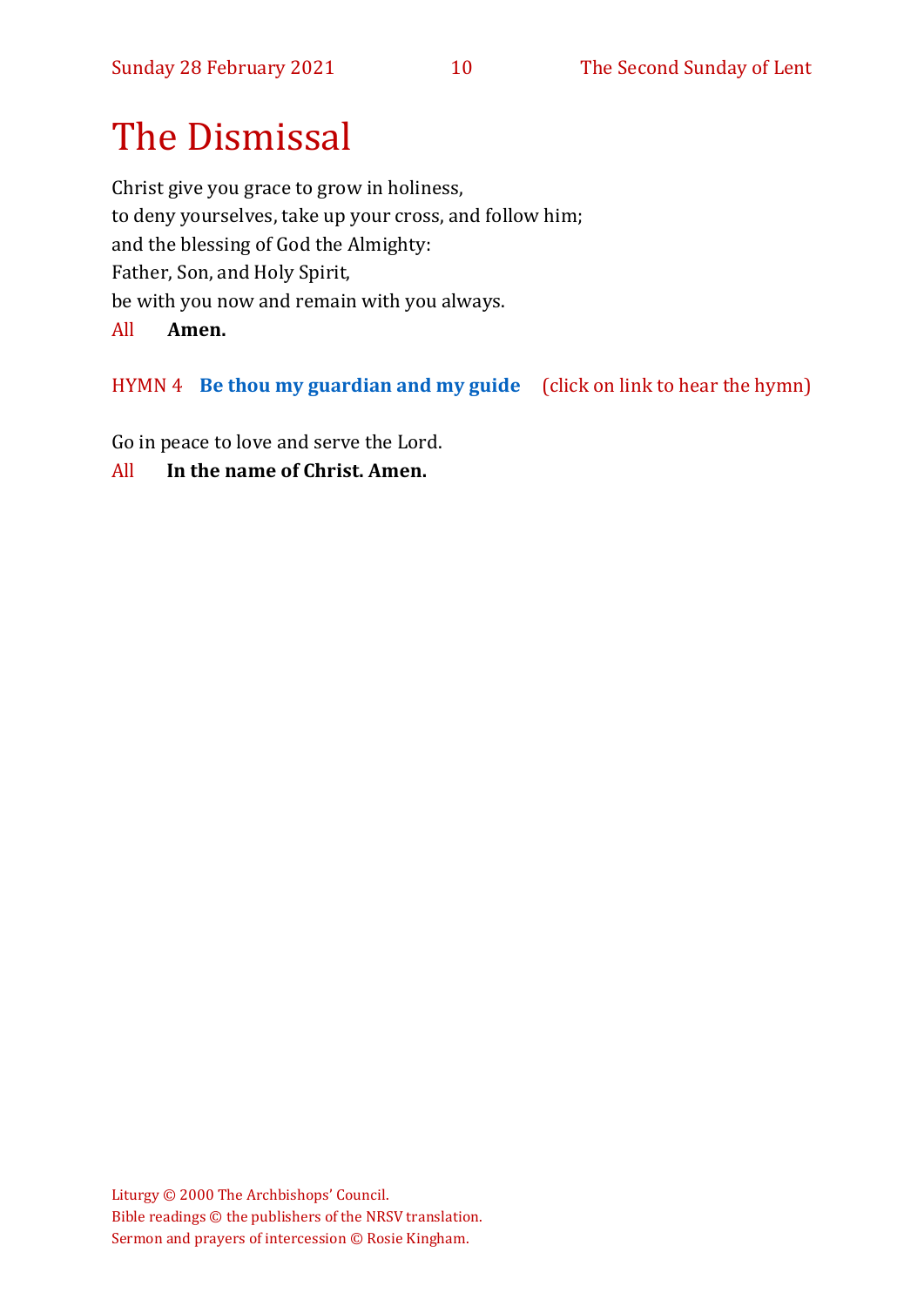# The Dismissal

Christ give you grace to grow in holiness,
to deny yourselves, take up your cross, and follow him;
and the blessing of God the Almighty:
Father, Son, and Holy Spirit,
be with you now and remain with you always.

All **Amen.**

HYMN 4 **Be thou my guardian and my guide** (click on link to hear the hymn)

Go in peace to love and serve the Lord.

All **In the name of Christ. Amen.**

Liturgy © 2000 The Archbishops' Council.
Bible readings © the publishers of the NRSV translation.
Sermon and prayers of intercession © Rosie Kingham.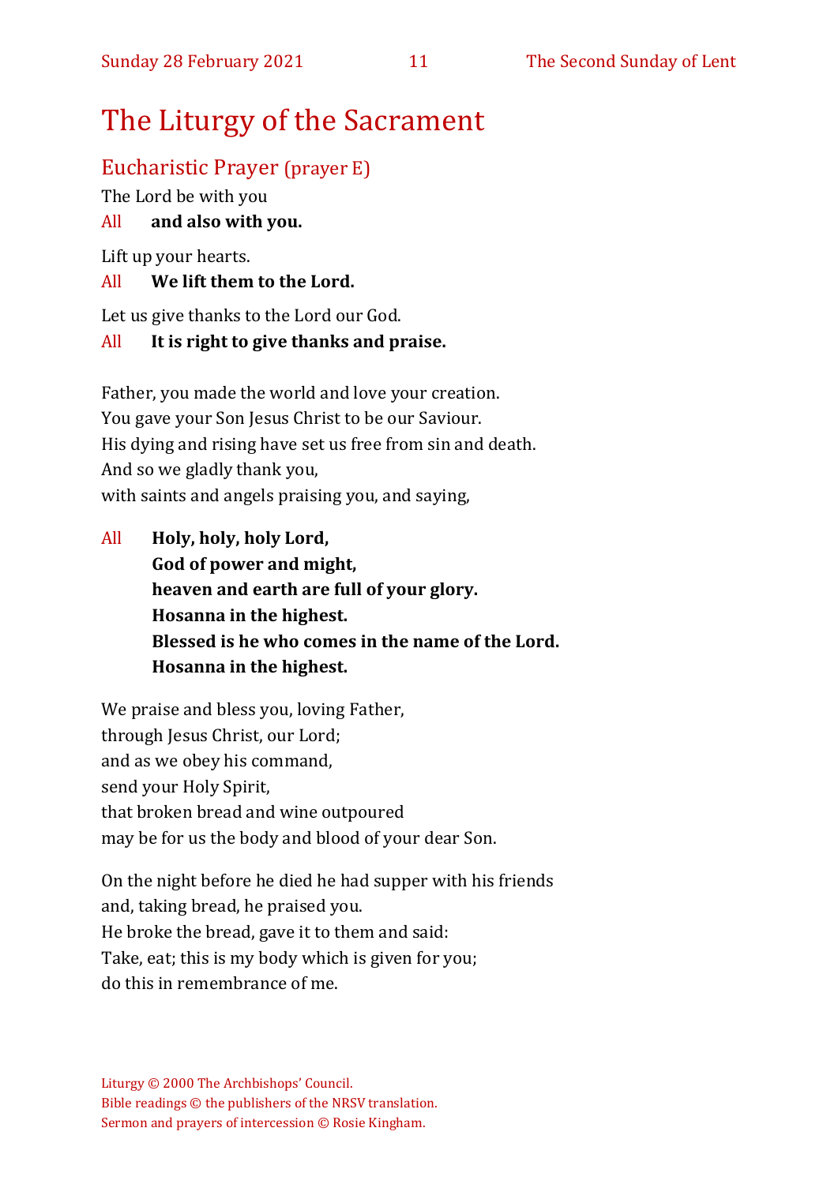# The Liturgy of the Sacrament

## Eucharistic Prayer (prayer E)

The Lord be with you

All **and also with you.**

Lift up your hearts.

All **We lift them to the Lord.**

Let us give thanks to the Lord our God.

All **It is right to give thanks and praise.**

Father, you made the world and love your creation.
You gave your Son Jesus Christ to be our Saviour.
His dying and rising have set us free from sin and death.
And so we gladly thank you,
with saints and angels praising you, and saying,

All **Holy, holy, holy Lord,**
**God of power and might,**
**heaven and earth are full of your glory.**
**Hosanna in the highest.**
**Blessed is he who comes in the name of the Lord.**
**Hosanna in the highest.**

We praise and bless you, loving Father,
through Jesus Christ, our Lord;
and as we obey his command,
send your Holy Spirit,
that broken bread and wine outpoured
may be for us the body and blood of your dear Son.

On the night before he died he had supper with his friends
and, taking bread, he praised you.
He broke the bread, gave it to them and said:
Take, eat; this is my body which is given for you;
do this in remembrance of me.

Liturgy © 2000 The Archbishops' Council.
Bible readings © the publishers of the NRSV translation.
Sermon and prayers of intercession © Rosie Kingham.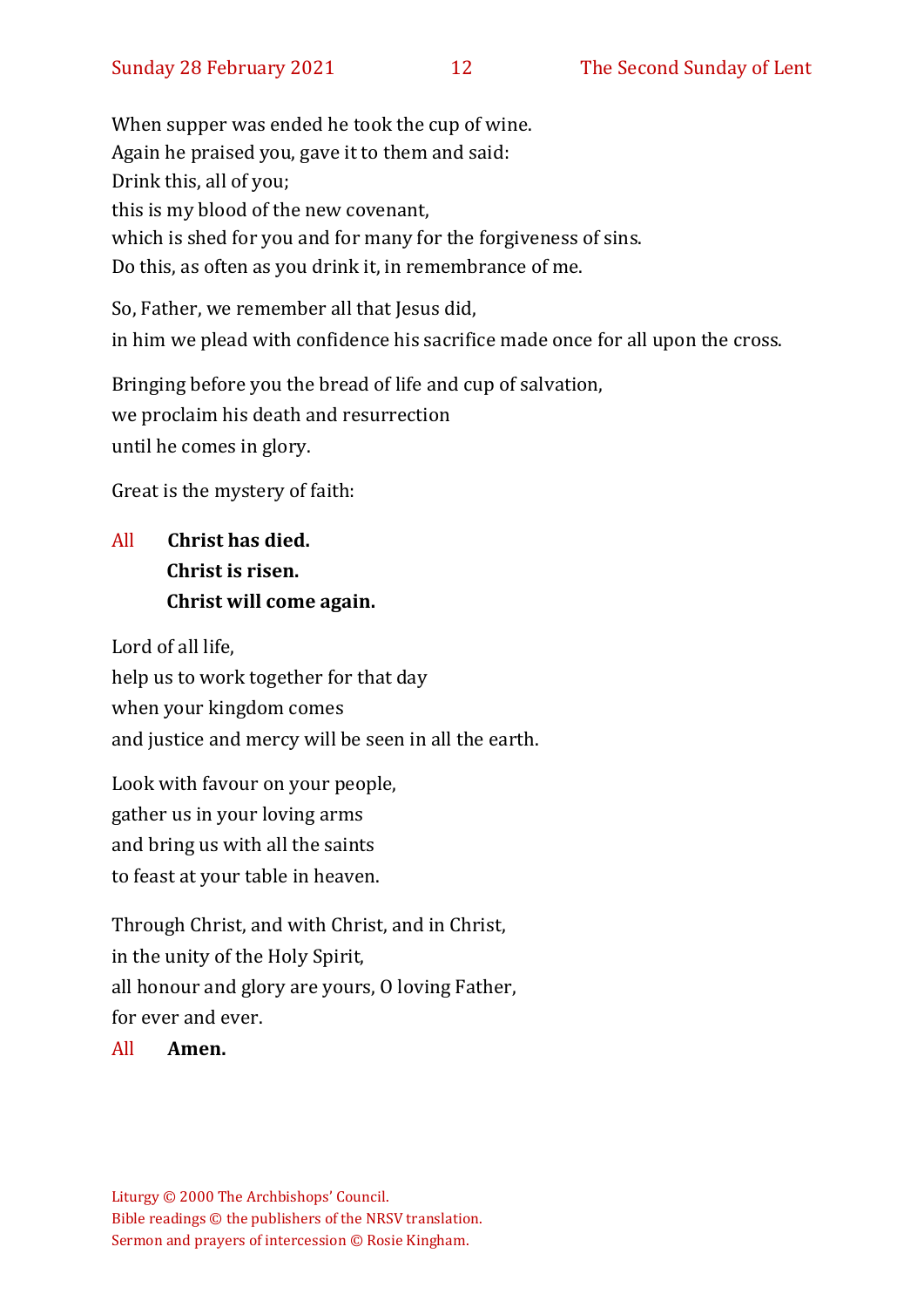When supper was ended he took the cup of wine.  
Again he praised you, gave it to them and said:  
Drink this, all of you;  
this is my blood of the new covenant,  
which is shed for you and for many for the forgiveness of sins.  
Do this, as often as you drink it, in remembrance of me.

So, Father, we remember all that Jesus did,  
in him we plead with confidence his sacrifice made once for all upon the cross.

Bringing before you the bread of life and cup of salvation,  
we proclaim his death and resurrection  
until he comes in glory.

Great is the mystery of faith:

All **Christ has died.**  
**Christ is risen.**  
**Christ will come again.**

Lord of all life,  
help us to work together for that day  
when your kingdom comes  
and justice and mercy will be seen in all the earth.

Look with favour on your people,  
gather us in your loving arms  
and bring us with all the saints  
to feast at your table in heaven.

Through Christ, and with Christ, and in Christ,  
in the unity of the Holy Spirit,  
all honour and glory are yours, O loving Father,  
for ever and ever.

All **Amen.**

Liturgy © 2000 The Archbishops' Council.  
Bible readings © the publishers of the NRSV translation.  
Sermon and prayers of intercession © Rosie Kingham.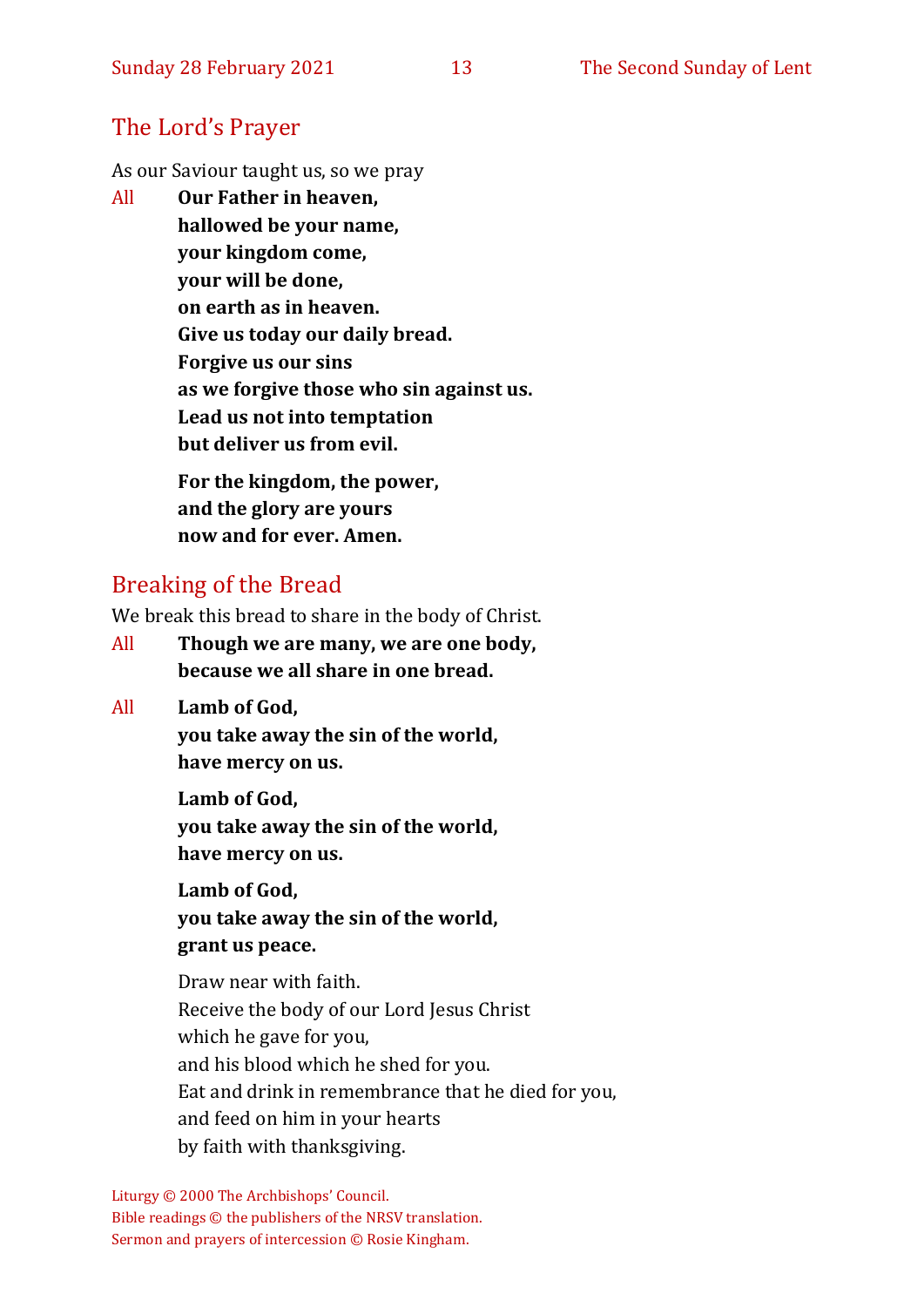## The Lord's Prayer

As our Saviour taught us, so we pray

All **Our Father in heaven,**
**hallowed be your name,**
**your kingdom come,**
**your will be done,**
**on earth as in heaven.**
**Give us today our daily bread.**
**Forgive us our sins**
**as we forgive those who sin against us.**
**Lead us not into temptation**
**but deliver us from evil.**

**For the kingdom, the power,**
**and the glory are yours**
**now and for ever. Amen.**

## Breaking of the Bread

We break this bread to share in the body of Christ.

All **Though we are many, we are one body,**
**because we all share in one bread.**

All **Lamb of God,**
**you take away the sin of the world,**
**have mercy on us.**

**Lamb of God,**
**you take away the sin of the world,**
**have mercy on us.**

**Lamb of God,**
**you take away the sin of the world,**
**grant us peace.**

Draw near with faith.
Receive the body of our Lord Jesus Christ
which he gave for you,
and his blood which he shed for you.
Eat and drink in remembrance that he died for you,
and feed on him in your hearts
by faith with thanksgiving.

Liturgy © 2000 The Archbishops' Council.
Bible readings © the publishers of the NRSV translation.
Sermon and prayers of intercession © Rosie Kingham.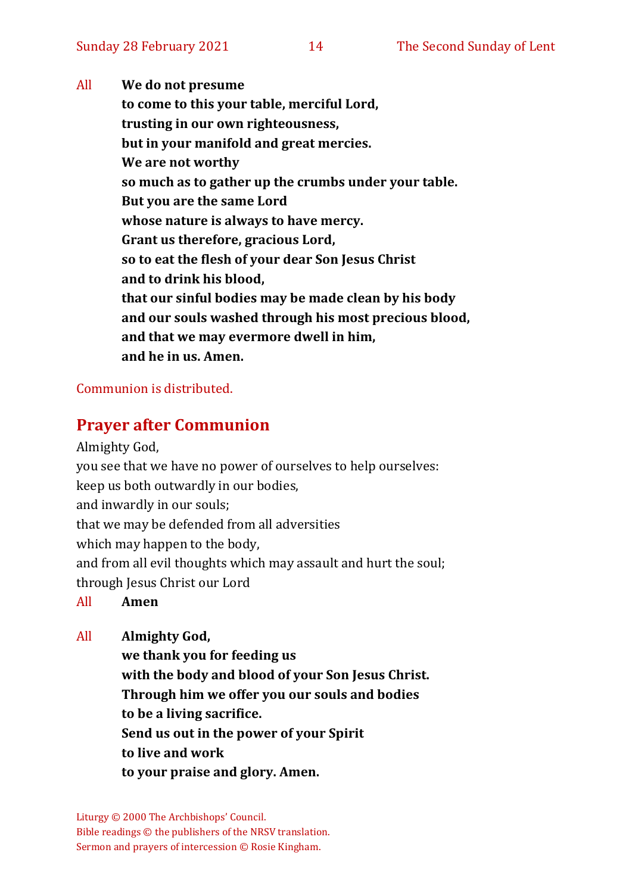All **We do not presume**
**to come to this your table, merciful Lord,**
**trusting in our own righteousness,**
**but in your manifold and great mercies.**
**We are not worthy**
**so much as to gather up the crumbs under your table.**
**But you are the same Lord**
**whose nature is always to have mercy.**
**Grant us therefore, gracious Lord,**
**so to eat the flesh of your dear Son Jesus Christ**
**and to drink his blood,**
**that our sinful bodies may be made clean by his body**
**and our souls washed through his most precious blood,**
**and that we may evermore dwell in him,**
**and he in us. Amen.**

Communion is distributed.

## Prayer after Communion

Almighty God,
you see that we have no power of ourselves to help ourselves:
keep us both outwardly in our bodies,
and inwardly in our souls;
that we may be defended from all adversities
which may happen to the body,
and from all evil thoughts which may assault and hurt the soul;
through Jesus Christ our Lord

All **Amen**

All **Almighty God,**
**we thank you for feeding us**
**with the body and blood of your Son Jesus Christ.**
**Through him we offer you our souls and bodies**
**to be a living sacrifice.**
**Send us out in the power of your Spirit**
**to live and work**
**to your praise and glory. Amen.**

Liturgy © 2000 The Archbishops' Council.
Bible readings © the publishers of the NRSV translation.
Sermon and prayers of intercession © Rosie Kingham.